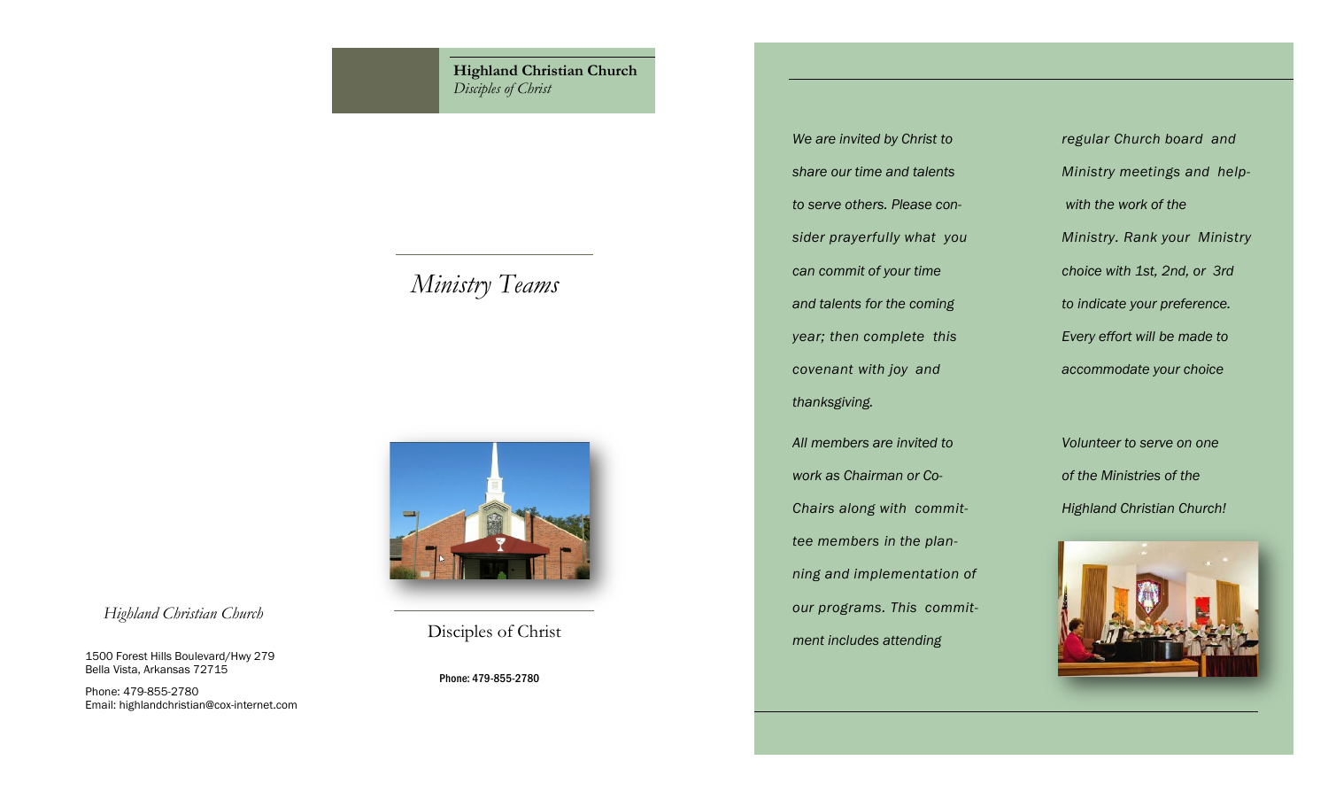**Highland Christian Church**
*Disciples of Christ*

*Highland Christian Church*

1500 Forest Hills Boulevard/Hwy 279
Bella Vista, Arkansas 72715

Phone: 479-855-2780
Email: highlandchristian@cox-internet.com

# *Ministry Teams*

Disciples of Christ

Phone: 479-855-2780

*We are invited by Christ to share our time and talents to serve others. Please consider prayerfully what you can commit of your time and talents for the coming year; then complete this covenant with joy and thanksgiving.*

*All members are invited to work as Chairman or Co-Chairs along with committee members in the planning and implementation of our programs. This commitment includes attending regular Church board and Ministry meetings and help with the work of the Ministry. Rank your Ministry choice with 1st, 2nd, or 3rd to indicate your preference. Every effort will be made to accommodate your choice*

*Volunteer to serve on one of the Ministries of the Highland Christian Church!*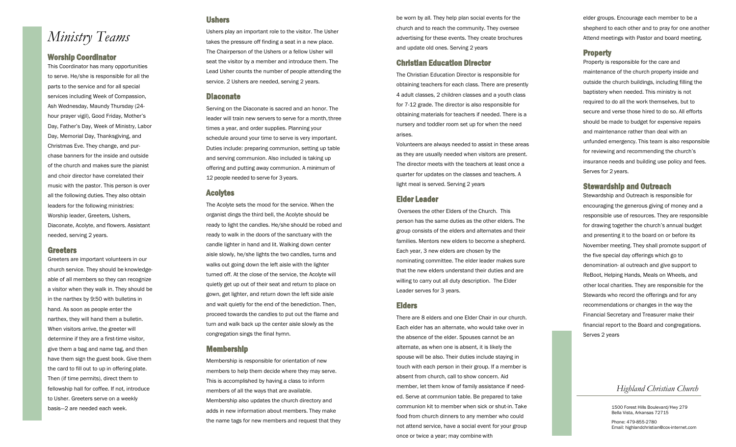# Ministry Teams

## Worship Coordinator

This Coordinator has many opportunities to serve. He/she is responsible for all the parts to the service and for all special services including Week of Compassion, Ash Wednesday, Maundy Thursday (24-hour prayer vigil), Good Friday, Mother's Day, Father's Day, Week of Ministry, Labor Day, Memorial Day, Thanksgiving, and Christmas Eve. They change, and purchase banners for the inside and outside of the church and makes sure the pianist and choir director have correlated their music with the pastor. This person is over all the following duties. They also obtain leaders for the following ministries: Worship leader, Greeters, Ushers, Diaconate, Acolyte, and flowers. Assistant needed, serving 2 years.

## Greeters

Greeters are important volunteers in our church service. They should be knowledgeable of all members so they can recognize a visitor when they walk in. They should be in the narthex by 9:50 with bulletins in hand. As soon as people enter the narthex, they will hand them a bulletin. When visitors arrive, the greeter will determine if they are a first-time visitor, give them a bag and name tag, and then have them sign the guest book. Give them the card to fill out to up in offering plate. Then (if time permits), direct them to fellowship hall for coffee. If not, introduce to Usher. Greeters serve on a weekly basis—2 are needed each week.

## Ushers

Ushers play an important role to the visitor. The Usher takes the pressure off finding a seat in a new place. The Chairperson of the Ushers or a fellow Usher will seat the visitor by a member and introduce them. The Lead Usher counts the number of people attending the service. 2 Ushers are needed, serving 2 years.

## Diaconate

Serving on the Diaconate is sacred and an honor. The leader will train new servers to serve for a month, three times a year, and order supplies. Planning your schedule around your time to serve is very important. Duties include: preparing communion, setting up table and serving communion. Also included is taking up offering and putting away communion. A minimum of 12 people needed to serve for 3 years.

## Acolytes

The Acolyte sets the mood for the service. When the organist dings the third bell, the Acolyte should be ready to light the candles. He/she should be robed and ready to walk in the doors of the sanctuary with the candle lighter in hand and lit. Walking down center aisle slowly, he/she lights the two candles, turns and walks out going down the left aisle with the lighter turned off. At the close of the service, the Acolyte will quietly get up out of their seat and return to place on gown, get lighter, and return down the left side aisle and wait quietly for the end of the benediction. Then, proceed towards the candles to put out the flame and turn and walk back up the center aisle slowly as the congregation sings the final hymn.

## Membership

Membership is responsible for orientation of new members to help them decide where they may serve. This is accomplished by having a class to inform members of all the ways that are available. Membership also updates the church directory and adds in new information about members. They make the name tags for new members and request that they be worn by all. They help plan social events for the church and to reach the community. They oversee advertising for these events. They create brochures and update old ones. Serving 2 years

## Christian Education Director

The Christian Education Director is responsible for obtaining teachers for each class. There are presently 4 adult classes, 2 children classes and a youth class for 7-12 grade. The director is also responsible for obtaining materials for teachers if needed. There is a nursery and toddler room set up for when the need arises.

Volunteers are always needed to assist in these areas as they are usually needed when visitors are present. The director meets with the teachers at least once a quarter for updates on the classes and teachers. A light meal is served. Serving 2 years

## Elder Leader

Oversees the other Elders of the Church. This person has the same duties as the other elders. The group consists of the elders and alternates and their families. Mentors new elders to become a shepherd. Each year, 3 new elders are chosen by the nominating committee. The elder leader makes sure that the new elders understand their duties and are willing to carry out all duty description. The Elder Leader serves for 3 years.

## Elders

There are 8 elders and one Elder Chair in our church. Each elder has an alternate, who would take over in the absence of the elder. Spouses cannot be an alternate, as when one is absent, it is likely the spouse will be also. Their duties include staying in touch with each person in their group. If a member is absent from church, call to show concern. Aid member, let them know of family assistance if needed. Serve at communion table. Be prepared to take communion kit to member when sick or shut-in. Take food from church dinners to any member who could not attend service, have a social event for your group once or twice a year; may combine with elder groups. Encourage each member to be a shepherd to each other and to pray for one another Attend meetings with Pastor and board meeting.

## Property

Property is responsible for the care and maintenance of the church property inside and outside the church buildings, including filling the baptistery when needed. This ministry is not required to do all the work themselves, but to secure and verse those hired to do so. All efforts should be made to budget for expensive repairs and maintenance rather than deal with an unfunded emergency. This team is also responsible for reviewing and recommending the church's insurance needs and building use policy and fees. Serves for 2 years.

## Stewardship and Outreach

Stewardship and Outreach is responsible for encouraging the generous giving of money and a responsible use of resources. They are responsible for drawing together the church's annual budget and presenting it to the board on or before its November meeting. They shall promote support of the five special day offerings which go to denomination- al outreach and give support to ReBoot, Helping Hands, Meals on Wheels, and other local charities. They are responsible for the Stewards who record the offerings and for any recommendations or changes in the way the Financial Secretary and Treasurer make their financial report to the Board and congregations. Serves 2 years

*Highland Christian Church*

1500 Forest Hills Boulevard/Hwy 279
Bella Vista, Arkansas 72715

Phone: 479-855-2780
Email: highlandchristian@cox-internet.com